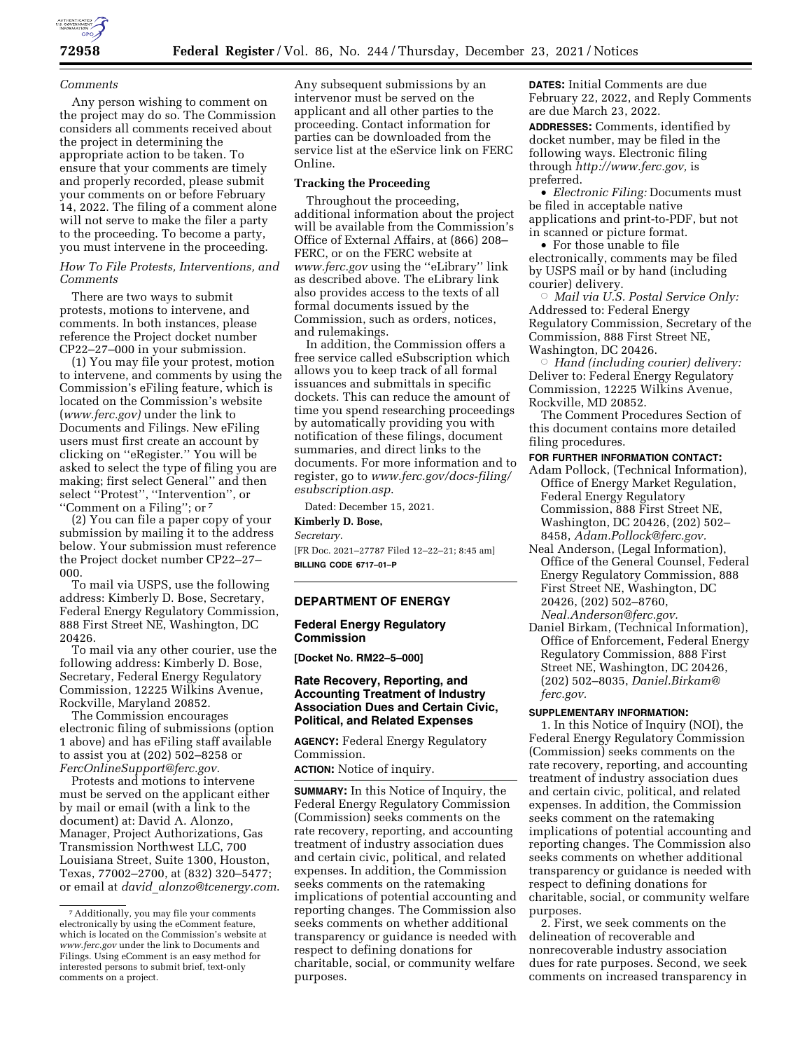*Comments*

Any person wishing to comment on the project may do so. The Commission considers all comments received about the project in determining the appropriate action to be taken. To ensure that your comments are timely and properly recorded, please submit your comments on or before February 14, 2022. The filing of a comment alone will not serve to make the filer a party to the proceeding. To become a party, you must intervene in the proceeding.

*How To File Protests, Interventions, and Comments*

There are two ways to submit protests, motions to intervene, and comments. In both instances, please reference the Project docket number CP22–27–000 in your submission.

(1) You may file your protest, motion to intervene, and comments by using the Commission's eFiling feature, which is located on the Commission's website (*www.ferc.gov)* under the link to Documents and Filings. New eFiling users must first create an account by clicking on ''eRegister.'' You will be asked to select the type of filing you are making; first select General'' and then select ''Protest'', ''Intervention'', or ''Comment on a Filing''; or [7]

(2) You can file a paper copy of your submission by mailing it to the address below. Your submission must reference the Project docket number CP22–27–000.

To mail via USPS, use the following address: Kimberly D. Bose, Secretary, Federal Energy Regulatory Commission, 888 First Street NE, Washington, DC 20426.

To mail via any other courier, use the following address: Kimberly D. Bose, Secretary, Federal Energy Regulatory Commission, 12225 Wilkins Avenue, Rockville, Maryland 20852.

The Commission encourages electronic filing of submissions (option 1 above) and has eFiling staff available to assist you at (202) 502–8258 or *FercOnlineSupport@ferc.gov*.

Protests and motions to intervene must be served on the applicant either by mail or email (with a link to the document) at: David A. Alonzo, Manager, Project Authorizations, Gas Transmission Northwest LLC, 700 Louisiana Street, Suite 1300, Houston, Texas, 77002–2700, at (832) 320–5477; or email at *david_alonzo@tcenergy.com*. Any subsequent submissions by an intervenor must be served on the applicant and all other parties to the proceeding. Contact information for parties can be downloaded from the service list at the eService link on FERC Online.

**Tracking the Proceeding**

Throughout the proceeding, additional information about the project will be available from the Commission's Office of External Affairs, at (866) 208–FERC, or on the FERC website at *www.ferc.gov* using the ''eLibrary'' link as described above. The eLibrary link also provides access to the texts of all formal documents issued by the Commission, such as orders, notices, and rulemakings.

In addition, the Commission offers a free service called eSubscription which allows you to keep track of all formal issuances and submittals in specific dockets. This can reduce the amount of time you spend researching proceedings by automatically providing you with notification of these filings, document summaries, and direct links to the documents. For more information and to register, go to *www.ferc.gov/docs-filing/esubscription.asp*.

Dated: December 15, 2021.

**Kimberly D. Bose,**

*Secretary.*

[FR Doc. 2021–27787 Filed 12–22–21; 8:45 am]

**BILLING CODE 6717–01–P**

[7] Additionally, you may file your comments electronically by using the eComment feature, which is located on the Commission's website at *www.ferc.gov* under the link to Documents and Filings. Using eComment is an easy method for interested persons to submit brief, text-only comments on a project.

## DEPARTMENT OF ENERGY

### Federal Energy Regulatory Commission

**[Docket No. RM22–5–000]**

### Rate Recovery, Reporting, and Accounting Treatment of Industry Association Dues and Certain Civic, Political, and Related Expenses

**AGENCY:** Federal Energy Regulatory Commission.

**ACTION:** Notice of inquiry.

**SUMMARY:** In this Notice of Inquiry, the Federal Energy Regulatory Commission (Commission) seeks comments on the rate recovery, reporting, and accounting treatment of industry association dues and certain civic, political, and related expenses. In addition, the Commission seeks comments on the ratemaking implications of potential accounting and reporting changes. The Commission also seeks comments on whether additional transparency or guidance is needed with respect to defining donations for charitable, social, or community welfare purposes.

**DATES:** Initial Comments are due February 22, 2022, and Reply Comments are due March 23, 2022.

**ADDRESSES:** Comments, identified by docket number, may be filed in the following ways. Electronic filing through *http://www.ferc.gov,* is preferred.

- *Electronic Filing:* Documents must be filed in acceptable native applications and print-to-PDF, but not in scanned or picture format.
- For those unable to file electronically, comments may be filed by USPS mail or by hand (including courier) delivery.
  - *Mail via U.S. Postal Service Only:* Addressed to: Federal Energy Regulatory Commission, Secretary of the Commission, 888 First Street NE, Washington, DC 20426.
  - *Hand (including courier) delivery:* Deliver to: Federal Energy Regulatory Commission, 12225 Wilkins Avenue, Rockville, MD 20852.

The Comment Procedures Section of this document contains more detailed filing procedures.

**FOR FURTHER INFORMATION CONTACT:**

Adam Pollock, (Technical Information), Office of Energy Market Regulation, Federal Energy Regulatory Commission, 888 First Street NE, Washington, DC 20426, (202) 502–8458, *Adam.Pollock@ferc.gov.*

Neal Anderson, (Legal Information), Office of the General Counsel, Federal Energy Regulatory Commission, 888 First Street NE, Washington, DC 20426, (202) 502–8760, *Neal.Anderson@ferc.gov.*

Daniel Birkam, (Technical Information), Office of Enforcement, Federal Energy Regulatory Commission, 888 First Street NE, Washington, DC 20426, (202) 502–8035, *Daniel.Birkam@ferc.gov.*

**SUPPLEMENTARY INFORMATION:**

1. In this Notice of Inquiry (NOI), the Federal Energy Regulatory Commission (Commission) seeks comments on the rate recovery, reporting, and accounting treatment of industry association dues and certain civic, political, and related expenses. In addition, the Commission seeks comment on the ratemaking implications of potential accounting and reporting changes. The Commission also seeks comments on whether additional transparency or guidance is needed with respect to defining donations for charitable, social, or community welfare purposes.

2. First, we seek comments on the delineation of recoverable and nonrecoverable industry association dues for rate purposes. Second, we seek comments on increased transparency in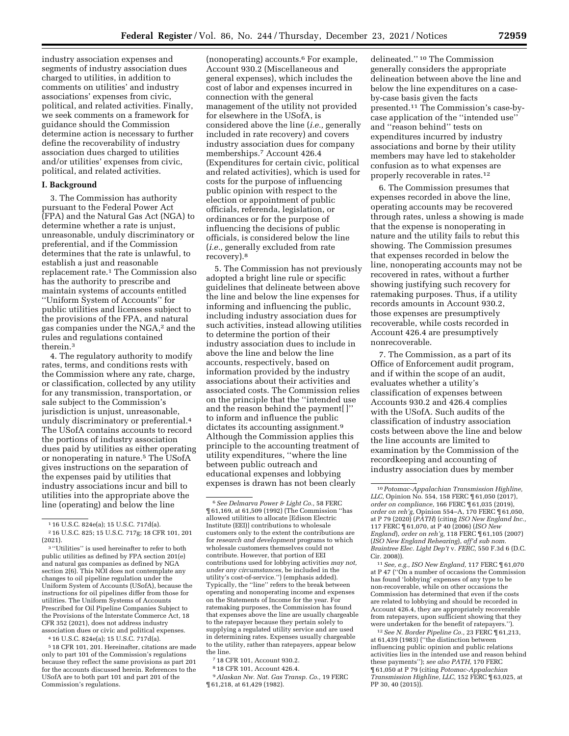industry association expenses and segments of industry association dues charged to utilities, in addition to comments on utilities' and industry associations' expenses from civic, political, and related activities. Finally, we seek comments on a framework for guidance should the Commission determine action is necessary to further define the recoverability of industry association dues charged to utilities and/or utilities' expenses from civic, political, and related activities.

## I. Background

3. The Commission has authority pursuant to the Federal Power Act (FPA) and the Natural Gas Act (NGA) to determine whether a rate is unjust, unreasonable, unduly discriminatory or preferential, and if the Commission determines that the rate is unlawful, to establish a just and reasonable replacement rate.[1] The Commission also has the authority to prescribe and maintain systems of accounts entitled ''Uniform System of Accounts'' for public utilities and licensees subject to the provisions of the FPA, and natural gas companies under the NGA,[2] and the rules and regulations contained therein.[3]

4. The regulatory authority to modify rates, terms, and conditions rests with the Commission where any rate, charge, or classification, collected by any utility for any transmission, transportation, or sale subject to the Commission's jurisdiction is unjust, unreasonable, unduly discriminatory or preferential.[4] The USofA contains accounts to record the portions of industry association dues paid by utilities as either operating or nonoperating in nature.[5] The USofA gives instructions on the separation of the expenses paid by utilities that industry associations incur and bill to utilities into the appropriate above the line (operating) and below the line (nonoperating) accounts.[6] For example, Account 930.2 (Miscellaneous and general expenses), which includes the cost of labor and expenses incurred in connection with the general management of the utility not provided for elsewhere in the USofA, is considered above the line (*i.e.,* generally included in rate recovery) and covers industry association dues for company memberships.[7] Account 426.4 (Expenditures for certain civic, political and related activities), which is used for costs for the purpose of influencing public opinion with respect to the election or appointment of public officials, referenda, legislation, or ordinances or for the purpose of influencing the decisions of public officials, is considered below the line (*i.e.,* generally excluded from rate recovery).[8]

5. The Commission has not previously adopted a bright line rule or specific guidelines that delineate between above the line and below the line expenses for informing and influencing the public, including industry association dues for such activities, instead allowing utilities to determine the portion of their industry association dues to include in above the line and below the line accounts, respectively, based on information provided by the industry associations about their activities and associated costs. The Commission relies on the principle that the ''intended use and the reason behind the payment[ ]'' to inform and influence the public dictates its accounting assignment.[9] Although the Commission applies this principle to the accounting treatment of utility expenditures, ''where the line between public outreach and educational expenses and lobbying expenses is drawn has not been clearly delineated.''[10] The Commission generally considers the appropriate delineation between above the line and below the line expenditures on a case-by-case basis given the facts presented.[11] The Commission's case-by-case application of the ''intended use'' and ''reason behind'' tests on expenditures incurred by industry associations and borne by their utility members may have led to stakeholder confusion as to what expenses are properly recoverable in rates.[12]

6. The Commission presumes that expenses recorded in above the line, operating accounts may be recovered through rates, unless a showing is made that the expense is nonoperating in nature and the utility fails to rebut this showing. The Commission presumes that expenses recorded in below the line, nonoperating accounts may not be recovered in rates, without a further showing justifying such recovery for ratemaking purposes. Thus, if a utility records amounts in Account 930.2, those expenses are presumptively recoverable, while costs recorded in Account 426.4 are presumptively nonrecoverable.

7. The Commission, as a part of its Office of Enforcement audit program, and if within the scope of an audit, evaluates whether a utility's classification of expenses between Accounts 930.2 and 426.4 complies with the USofA. Such audits of the classification of industry association costs between above the line and below the line accounts are limited to examination by the Commission of the recordkeeping and accounting of industry association dues by member

---

[1] 16 U.S.C. 824e(a); 15 U.S.C. 717d(a).

[2] 16 U.S.C. 825; 15 U.S.C. 717g; 18 CFR 101, 201 (2021).

[3] ''Utilities'' is used hereinafter to refer to both public utilities as defined by FPA section 201(e) and natural gas companies as defined by NGA section 2(6). This NOI does not contemplate any changes to oil pipeline regulation under the Uniform System of Accounts (USofA), because the instructions for oil pipelines differ from those for utilities. The Uniform Systems of Accounts Prescribed for Oil Pipeline Companies Subject to the Provisions of the Interstate Commerce Act, 18 CFR 352 (2021), does not address industry association dues or civic and political expenses.

[4] 16 U.S.C. 824e(a); 15 U.S.C. 717d(a).

[5] 18 CFR 101, 201. Hereinafter, citations are made only to part 101 of the Commission's regulations because they reflect the same provisions as part 201 for the accounts discussed herein. References to the USofA are to both part 101 and part 201 of the Commission's regulations.

[6] *See Delmarva Power & Light Co.,* 58 FERC ¶ 61,169, at 61,509 (1992) (The Commission ''has allowed utilities to allocate [Edison Electric Institute (EEI)] contributions to wholesale customers only to the extent the contributions are for *research and development* programs to which wholesale customers themselves could not contribute. However, that portion of EEI contributions used for lobbying activities *may not, under any circumstances,* be included in the utility's cost-of-service.'') (emphasis added). Typically, the ''line'' refers to the break between operating and nonoperating income and expenses on the Statements of Income for the year. For ratemaking purposes, the Commission has found that expenses above the line are usually chargeable to the ratepayer because they pertain solely to supplying a regulated utility service and are used in determining rates. Expenses usually chargeable to the utility, rather than ratepayers, appear below the line.

[7] 18 CFR 101, Account 930.2.

[8] 18 CFR 101, Account 426.4.

[9] *Alaskan Nw. Nat. Gas Transp. Co.,* 19 FERC ¶ 61,218, at 61,429 (1982).

[10] *Potomac-Appalachian Transmission Highline, LLC,* Opinion No. 554, 158 FERC ¶ 61,050 (2017), *order on compliance,* 166 FERC ¶ 61,035 (2019), *order on reh'g,* Opinion 554–A, 170 FERC ¶ 61,050, at P 79 (2020) (*PATH*) (citing *ISO New England Inc.,* 117 FERC ¶ 61,070, at P 40 (2006) (*ISO New England*), *order on reh'g,* 118 FERC ¶ 61,105 (2007) (*ISO New England Rehearing*), *aff'd sub nom. Braintree Elec. Light Dep't* v. *FERC,* 550 F.3d 6 (D.C. Cir. 2008)).

[11] *See, e.g., ISO New England,* 117 FERC ¶ 61,070 at P 47 (''On a number of occasions the Commission has found 'lobbying' expenses of any type to be non-recoverable, while on other occasions the Commission has determined that even if the costs are related to lobbying and should be recorded in Account 426.4, they are appropriately recoverable from ratepayers, upon sufficient showing that they were undertaken for the benefit of ratepayers.'').

[12] *See N. Border Pipeline Co.,* 23 FERC ¶ 61,213, at 61,439 (1983) (''the distinction between influencing public opinion and public relations activities lies in the intended use and reason behind these payments''); *see also PATH,* 170 FERC ¶ 61,050 at P 79 (citing *Potomac-Appalachian Transmission Highline, LLC,* 152 FERC ¶ 63,025, at PP 30, 40 (2015)).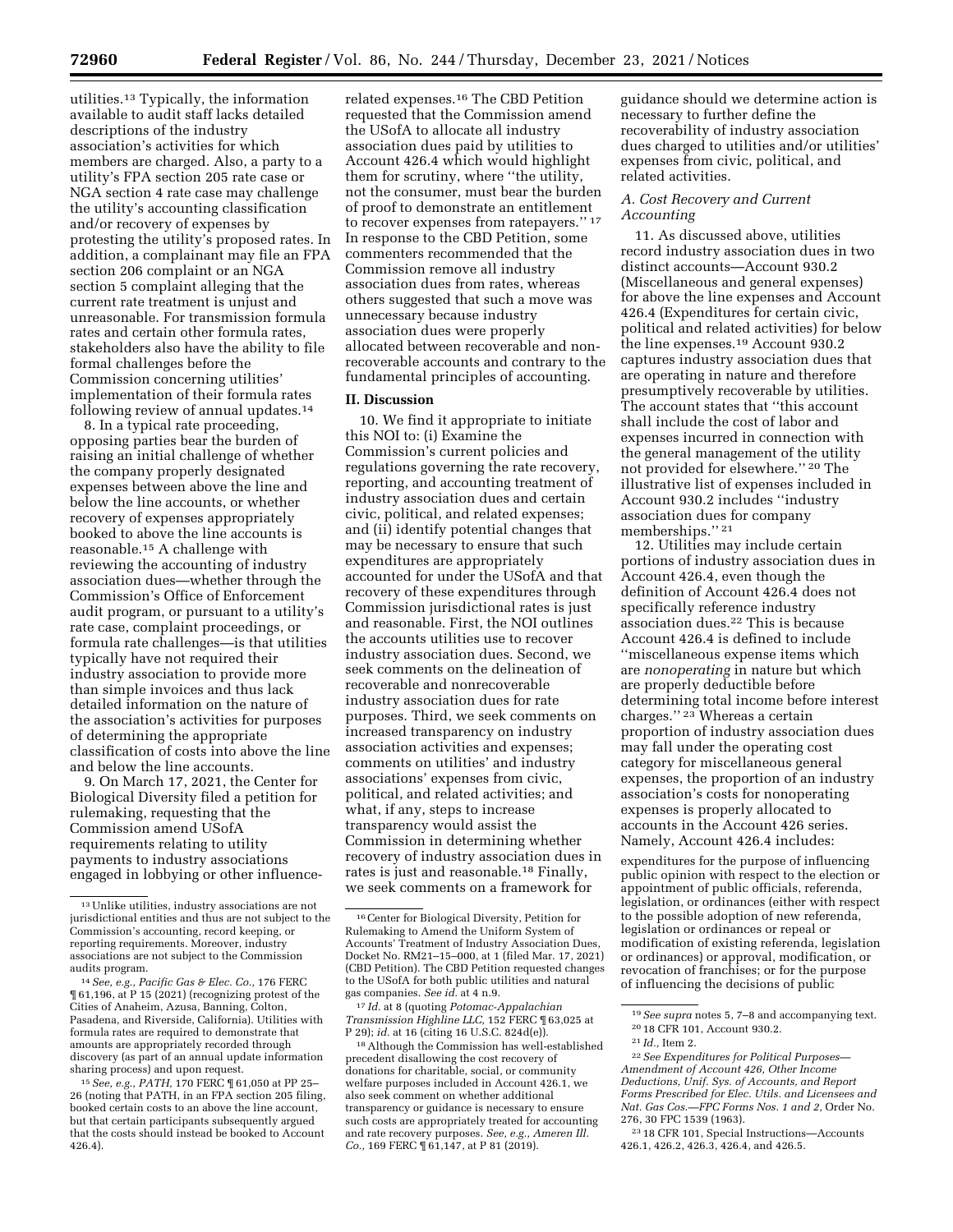utilities.[13] Typically, the information available to audit staff lacks detailed descriptions of the industry association's activities for which members are charged. Also, a party to a utility's FPA section 205 rate case or NGA section 4 rate case may challenge the utility's accounting classification and/or recovery of expenses by protesting the utility's proposed rates. In addition, a complainant may file an FPA section 206 complaint or an NGA section 5 complaint alleging that the current rate treatment is unjust and unreasonable. For transmission formula rates and certain other formula rates, stakeholders also have the ability to file formal challenges before the Commission concerning utilities' implementation of their formula rates following review of annual updates.[14]

8. In a typical rate proceeding, opposing parties bear the burden of raising an initial challenge of whether the company properly designated expenses between above the line and below the line accounts, or whether recovery of expenses appropriately booked to above the line accounts is reasonable.[15] A challenge with reviewing the accounting of industry association dues—whether through the Commission's Office of Enforcement audit program, or pursuant to a utility's rate case, complaint proceedings, or formula rate challenges—is that utilities typically have not required their industry association to provide more than simple invoices and thus lack detailed information on the nature of the association's activities for purposes of determining the appropriate classification of costs into above the line and below the line accounts.

9. On March 17, 2021, the Center for Biological Diversity filed a petition for rulemaking, requesting that the Commission amend USofA requirements relating to utility payments to industry associations engaged in lobbying or other influence-related expenses.[16] The CBD Petition requested that the Commission amend the USofA to allocate all industry association dues paid by utilities to Account 426.4 which would highlight them for scrutiny, where ''the utility, not the consumer, must bear the burden of proof to demonstrate an entitlement to recover expenses from ratepayers.''[17] In response to the CBD Petition, some commenters recommended that the Commission remove all industry association dues from rates, whereas others suggested that such a move was unnecessary because industry association dues were properly allocated between recoverable and non-recoverable accounts and contrary to the fundamental principles of accounting.

## II. Discussion

10. We find it appropriate to initiate this NOI to: (i) Examine the Commission's current policies and regulations governing the rate recovery, reporting, and accounting treatment of industry association dues and certain civic, political, and related expenses; and (ii) identify potential changes that may be necessary to ensure that such expenditures are appropriately accounted for under the USofA and that recovery of these expenditures through Commission jurisdictional rates is just and reasonable. First, the NOI outlines the accounts utilities use to recover industry association dues. Second, we seek comments on the delineation of recoverable and nonrecoverable industry association dues for rate purposes. Third, we seek comments on increased transparency on industry association activities and expenses; comments on utilities' and industry associations' expenses from civic, political, and related activities; and what, if any, steps to increase transparency would assist the Commission in determining whether recovery of industry association dues in rates is just and reasonable.[18] Finally, we seek comments on a framework for guidance should we determine action is necessary to further define the recoverability of industry association dues charged to utilities and/or utilities' expenses from civic, political, and related activities.

### A. Cost Recovery and Current Accounting

11. As discussed above, utilities record industry association dues in two distinct accounts—Account 930.2 (Miscellaneous and general expenses) for above the line expenses and Account 426.4 (Expenditures for certain civic, political and related activities) for below the line expenses.[19] Account 930.2 captures industry association dues that are operating in nature and therefore presumptively recoverable by utilities. The account states that ''this account shall include the cost of labor and expenses incurred in connection with the general management of the utility not provided for elsewhere.''[20] The illustrative list of expenses included in Account 930.2 includes ''industry association dues for company memberships.''[21]

12. Utilities may include certain portions of industry association dues in Account 426.4, even though the definition of Account 426.4 does not specifically reference industry association dues.[22] This is because Account 426.4 is defined to include ''miscellaneous expense items which are *nonoperating* in nature but which are properly deductible before determining total income before interest charges.''[23] Whereas a certain proportion of industry association dues may fall under the operating cost category for miscellaneous general expenses, the proportion of an industry association's costs for nonoperating expenses is properly allocated to accounts in the Account 426 series. Namely, Account 426.4 includes:

> expenditures for the purpose of influencing public opinion with respect to the election or appointment of public officials, referenda, legislation, or ordinances (either with respect to the possible adoption of new referenda, legislation or ordinances or repeal or modification of existing referenda, legislation or ordinances) or approval, modification, or revocation of franchises; or for the purpose of influencing the decisions of public

---

[13] Unlike utilities, industry associations are not jurisdictional entities and thus are not subject to the Commission's accounting, record keeping, or reporting requirements. Moreover, industry associations are not subject to the Commission audits program.

[14] *See, e.g., Pacific Gas & Elec. Co.,* 176 FERC ¶ 61,196, at P 15 (2021) (recognizing protest of the Cities of Anaheim, Azusa, Banning, Colton, Pasadena, and Riverside, California). Utilities with formula rates are required to demonstrate that amounts are appropriately recorded through discovery (as part of an annual update information sharing process) and upon request.

[15] *See, e.g., PATH,* 170 FERC ¶ 61,050 at PP 25–26 (noting that PATH, in an FPA section 205 filing, booked certain costs to an above the line account, but that certain participants subsequently argued that the costs should instead be booked to Account 426.4).

[16] Center for Biological Diversity, Petition for Rulemaking to Amend the Uniform System of Accounts' Treatment of Industry Association Dues, Docket No. RM21–15–000, at 1 (filed Mar. 17, 2021) (CBD Petition). The CBD Petition requested changes to the USofA for both public utilities and natural gas companies. *See id.* at 4 n.9.

[17] *Id.* at 8 (quoting *Potomac-Appalachian Transmission Highline LLC,* 152 FERC ¶ 63,025 at P 29); *id.* at 16 (citing 16 U.S.C. 824d(e)).

[18] Although the Commission has well-established precedent disallowing the cost recovery of donations for charitable, social, or community welfare purposes included in Account 426.1, we also seek comment on whether additional transparency or guidance is necessary to ensure such costs are appropriately treated for accounting and rate recovery purposes. *See, e.g., Ameren Ill. Co.,* 169 FERC ¶ 61,147, at P 81 (2019).

[19] *See supra* notes 5, 7–8 and accompanying text.

[20] 18 CFR 101, Account 930.2.

[21] *Id.,* Item 2.

[22] *See Expenditures for Political Purposes—Amendment of Account 426, Other Income Deductions, Unif. Sys. of Accounts, and Report Forms Prescribed for Elec. Utils. and Licensees and Nat. Gas Cos.—FPC Forms Nos. 1 and 2,* Order No. 276, 30 FPC 1539 (1963).

[23] 18 CFR 101, Special Instructions—Accounts 426.1, 426.2, 426.3, 426.4, and 426.5.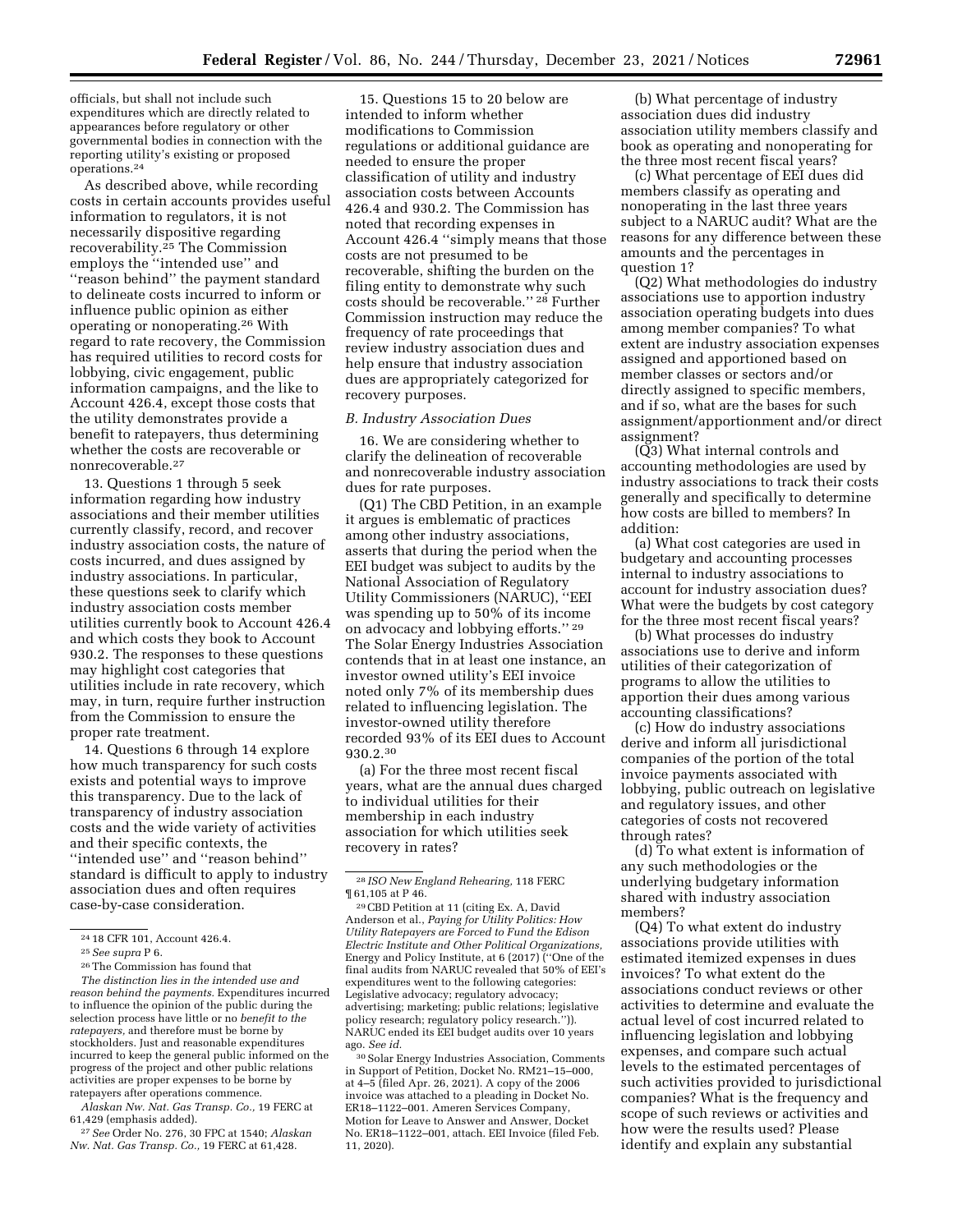officials, but shall not include such expenditures which are directly related to appearances before regulatory or other governmental bodies in connection with the reporting utility's existing or proposed operations.[24]

As described above, while recording costs in certain accounts provides useful information to regulators, it is not necessarily dispositive regarding recoverability.[25] The Commission employs the ''intended use'' and ''reason behind'' the payment standard to delineate costs incurred to inform or influence public opinion as either operating or nonoperating.[26] With regard to rate recovery, the Commission has required utilities to record costs for lobbying, civic engagement, public information campaigns, and the like to Account 426.4, except those costs that the utility demonstrates provide a benefit to ratepayers, thus determining whether the costs are recoverable or nonrecoverable.[27]

13. Questions 1 through 5 seek information regarding how industry associations and their member utilities currently classify, record, and recover industry association costs, the nature of costs incurred, and dues assigned by industry associations. In particular, these questions seek to clarify which industry association costs member utilities currently book to Account 426.4 and which costs they book to Account 930.2. The responses to these questions may highlight cost categories that utilities include in rate recovery, which may, in turn, require further instruction from the Commission to ensure the proper rate treatment.

14. Questions 6 through 14 explore how much transparency for such costs exists and potential ways to improve this transparency. Due to the lack of transparency of industry association costs and the wide variety of activities and their specific contexts, the ''intended use'' and ''reason behind'' standard is difficult to apply to industry association dues and often requires case-by-case consideration.

15. Questions 15 to 20 below are intended to inform whether modifications to Commission regulations or additional guidance are needed to ensure the proper classification of utility and industry association costs between Accounts 426.4 and 930.2. The Commission has noted that recording expenses in Account 426.4 ''simply means that those costs are not presumed to be recoverable, shifting the burden on the filing entity to demonstrate why such costs should be recoverable.'' [28] Further Commission instruction may reduce the frequency of rate proceedings that review industry association dues and help ensure that industry association dues are appropriately categorized for recovery purposes.

### *B. Industry Association Dues*

16. We are considering whether to clarify the delineation of recoverable and nonrecoverable industry association dues for rate purposes.

(Q1) The CBD Petition, in an example it argues is emblematic of practices among other industry associations, asserts that during the period when the EEI budget was subject to audits by the National Association of Regulatory Utility Commissioners (NARUC), ''EEI was spending up to 50% of its income on advocacy and lobbying efforts.'' [29] The Solar Energy Industries Association contends that in at least one instance, an investor owned utility's EEI invoice noted only 7% of its membership dues related to influencing legislation. The investor-owned utility therefore recorded 93% of its EEI dues to Account 930.2.[30]

(a) For the three most recent fiscal years, what are the annual dues charged to individual utilities for their membership in each industry association for which utilities seek recovery in rates?

(b) What percentage of industry association dues did industry association utility members classify and book as operating and nonoperating for the three most recent fiscal years?

(c) What percentage of EEI dues did members classify as operating and nonoperating in the last three years subject to a NARUC audit? What are the reasons for any difference between these amounts and the percentages in question 1?

(Q2) What methodologies do industry associations use to apportion industry association operating budgets into dues among member companies? To what extent are industry association expenses assigned and apportioned based on member classes or sectors and/or directly assigned to specific members, and if so, what are the bases for such assignment/apportionment and/or direct assignment?

(Q3) What internal controls and accounting methodologies are used by industry associations to track their costs generally and specifically to determine how costs are billed to members? In addition:

(a) What cost categories are used in budgetary and accounting processes internal to industry associations to account for industry association dues? What were the budgets by cost category for the three most recent fiscal years?

(b) What processes do industry associations use to derive and inform utilities of their categorization of programs to allow the utilities to apportion their dues among various accounting classifications?

(c) How do industry associations derive and inform all jurisdictional companies of the portion of the total invoice payments associated with lobbying, public outreach on legislative and regulatory issues, and other categories of costs not recovered through rates?

(d) To what extent is information of any such methodologies or the underlying budgetary information shared with industry association members?

(Q4) To what extent do industry associations provide utilities with estimated itemized expenses in dues invoices? To what extent do the associations conduct reviews or other activities to determine and evaluate the actual level of cost incurred related to influencing legislation and lobbying expenses, and compare such actual levels to the estimated percentages of such activities provided to jurisdictional companies? What is the frequency and scope of such reviews or activities and how were the results used? Please identify and explain any substantial

---

[24] 18 CFR 101, Account 426.4.

[25] *See supra* P 6.

[26] The Commission has found that

*The distinction lies in the intended use and reason behind the payments.* Expenditures incurred to influence the opinion of the public during the selection process have little or no *benefit to the ratepayers,* and therefore must be borne by stockholders. Just and reasonable expenditures incurred to keep the general public informed on the progress of the project and other public relations activities are proper expenses to be borne by ratepayers after operations commence.

*Alaskan Nw. Nat. Gas Transp. Co.,* 19 FERC at 61,429 (emphasis added).

[27] *See* Order No. 276, 30 FPC at 1540; *Alaskan Nw. Nat. Gas Transp. Co.,* 19 FERC at 61,428.

[28] *ISO New England Rehearing,* 118 FERC ¶ 61,105 at P 46.

[29] CBD Petition at 11 (citing Ex. A, David Anderson et al., *Paying for Utility Politics: How Utility Ratepayers are Forced to Fund the Edison Electric Institute and Other Political Organizations,* Energy and Policy Institute, at 6 (2017) (''One of the final audits from NARUC revealed that 50% of EEI's expenditures went to the following categories: Legislative advocacy; regulatory advocacy; advertising; marketing; public relations; legislative policy research; regulatory policy research.'')). NARUC ended its EEI budget audits over 10 years ago. *See id.*

[30] Solar Energy Industries Association, Comments in Support of Petition, Docket No. RM21–15–000, at 4–5 (filed Apr. 26, 2021). A copy of the 2006 invoice was attached to a pleading in Docket No. ER18–1122–001. Ameren Services Company, Motion for Leave to Answer and Answer, Docket No. ER18–1122–001, attach. EEI Invoice (filed Feb. 11, 2020).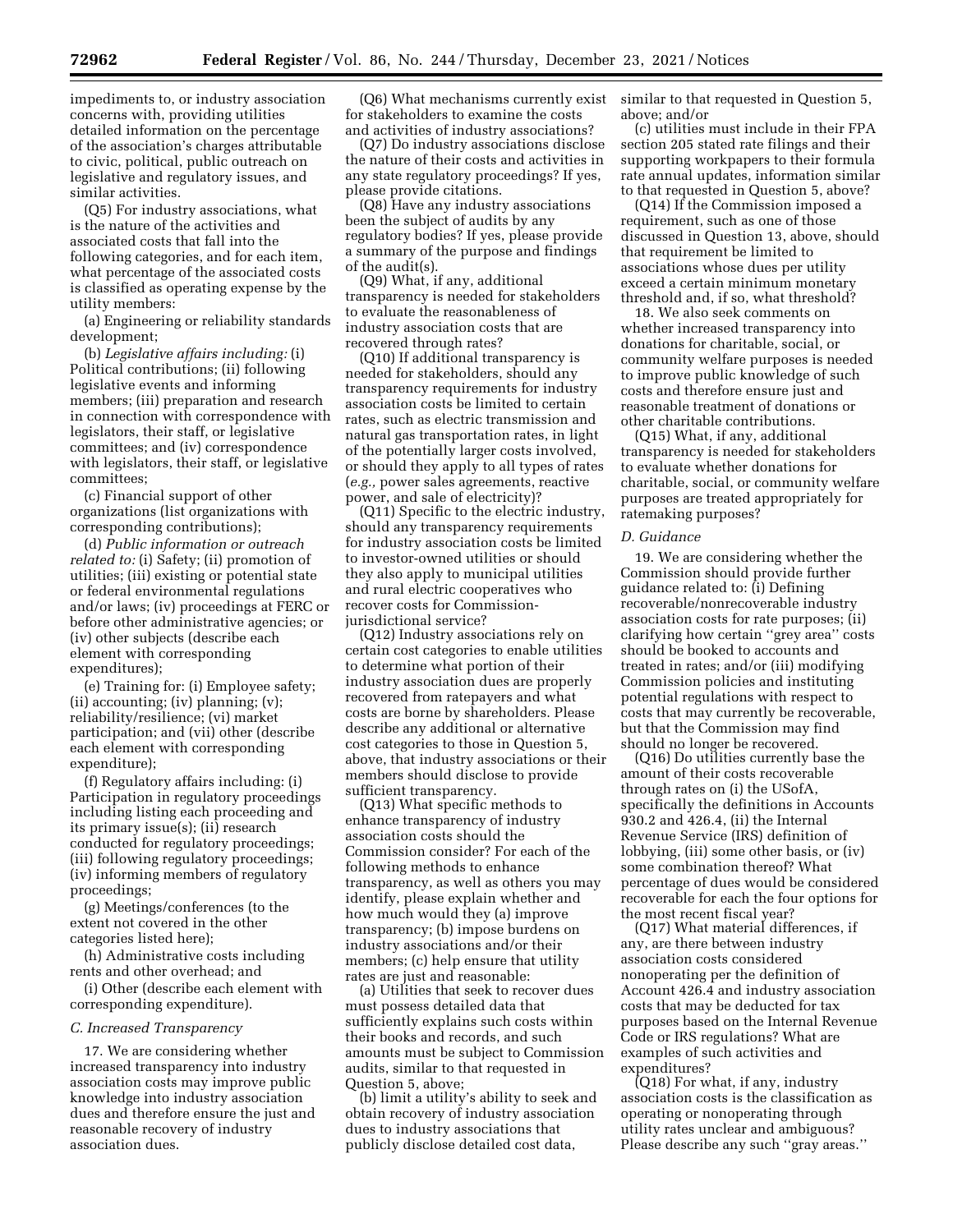impediments to, or industry association concerns with, providing utilities detailed information on the percentage of the association's charges attributable to civic, political, public outreach on legislative and regulatory issues, and similar activities.

(Q5) For industry associations, what is the nature of the activities and associated costs that fall into the following categories, and for each item, what percentage of the associated costs is classified as operating expense by the utility members:

(a) Engineering or reliability standards development;

(b) *Legislative affairs including:* (i) Political contributions; (ii) following legislative events and informing members; (iii) preparation and research in connection with correspondence with legislators, their staff, or legislative committees; and (iv) correspondence with legislators, their staff, or legislative committees;

(c) Financial support of other organizations (list organizations with corresponding contributions);

(d) *Public information or outreach related to:* (i) Safety; (ii) promotion of utilities; (iii) existing or potential state or federal environmental regulations and/or laws; (iv) proceedings at FERC or before other administrative agencies; or (iv) other subjects (describe each element with corresponding expenditures);

(e) Training for: (i) Employee safety; (ii) accounting; (iv) planning; (v); reliability/resilience; (vi) market participation; and (vii) other (describe each element with corresponding expenditure);

(f) Regulatory affairs including: (i) Participation in regulatory proceedings including listing each proceeding and its primary issue(s); (ii) research conducted for regulatory proceedings; (iii) following regulatory proceedings; (iv) informing members of regulatory proceedings;

(g) Meetings/conferences (to the extent not covered in the other categories listed here);

(h) Administrative costs including rents and other overhead; and

(i) Other (describe each element with corresponding expenditure).

### *C. Increased Transparency*

17. We are considering whether increased transparency into industry association costs may improve public knowledge into industry association dues and therefore ensure the just and reasonable recovery of industry association dues.

(Q6) What mechanisms currently exist for stakeholders to examine the costs and activities of industry associations?

(Q7) Do industry associations disclose the nature of their costs and activities in any state regulatory proceedings? If yes, please provide citations.

(Q8) Have any industry associations been the subject of audits by any regulatory bodies? If yes, please provide a summary of the purpose and findings of the audit(s).

(Q9) What, if any, additional transparency is needed for stakeholders to evaluate the reasonableness of industry association costs that are recovered through rates?

(Q10) If additional transparency is needed for stakeholders, should any transparency requirements for industry association costs be limited to certain rates, such as electric transmission and natural gas transportation rates, in light of the potentially larger costs involved, or should they apply to all types of rates (*e.g.,* power sales agreements, reactive power, and sale of electricity)?

(Q11) Specific to the electric industry, should any transparency requirements for industry association costs be limited to investor-owned utilities or should they also apply to municipal utilities and rural electric cooperatives who recover costs for Commission-jurisdictional service?

(Q12) Industry associations rely on certain cost categories to enable utilities to determine what portion of their industry association dues are properly recovered from ratepayers and what costs are borne by shareholders. Please describe any additional or alternative cost categories to those in Question 5, above, that industry associations or their members should disclose to provide sufficient transparency.

(Q13) What specific methods to enhance transparency of industry association costs should the Commission consider? For each of the following methods to enhance transparency, as well as others you may identify, please explain whether and how much would they (a) improve transparency; (b) impose burdens on industry associations and/or their members; (c) help ensure that utility rates are just and reasonable:

(a) Utilities that seek to recover dues must possess detailed data that sufficiently explains such costs within their books and records, and such amounts must be subject to Commission audits, similar to that requested in Question 5, above;

(b) limit a utility's ability to seek and obtain recovery of industry association dues to industry associations that publicly disclose detailed cost data, similar to that requested in Question 5, above; and/or

(c) utilities must include in their FPA section 205 stated rate filings and their supporting workpapers to their formula rate annual updates, information similar to that requested in Question 5, above?

(Q14) If the Commission imposed a requirement, such as one of those discussed in Question 13, above, should that requirement be limited to associations whose dues per utility exceed a certain minimum monetary threshold and, if so, what threshold?

18. We also seek comments on whether increased transparency into donations for charitable, social, or community welfare purposes is needed to improve public knowledge of such costs and therefore ensure just and reasonable treatment of donations or other charitable contributions.

(Q15) What, if any, additional transparency is needed for stakeholders to evaluate whether donations for charitable, social, or community welfare purposes are treated appropriately for ratemaking purposes?

### *D. Guidance*

19. We are considering whether the Commission should provide further guidance related to: (i) Defining recoverable/nonrecoverable industry association costs for rate purposes; (ii) clarifying how certain ''grey area'' costs should be booked to accounts and treated in rates; and/or (iii) modifying Commission policies and instituting potential regulations with respect to costs that may currently be recoverable, but that the Commission may find should no longer be recovered.

(Q16) Do utilities currently base the amount of their costs recoverable through rates on (i) the USofA, specifically the definitions in Accounts 930.2 and 426.4, (ii) the Internal Revenue Service (IRS) definition of lobbying, (iii) some other basis, or (iv) some combination thereof? What percentage of dues would be considered recoverable for each the four options for the most recent fiscal year?

(Q17) What material differences, if any, are there between industry association costs considered nonoperating per the definition of Account 426.4 and industry association costs that may be deducted for tax purposes based on the Internal Revenue Code or IRS regulations? What are examples of such activities and expenditures?

(Q18) For what, if any, industry association costs is the classification as operating or nonoperating through utility rates unclear and ambiguous? Please describe any such ''gray areas.''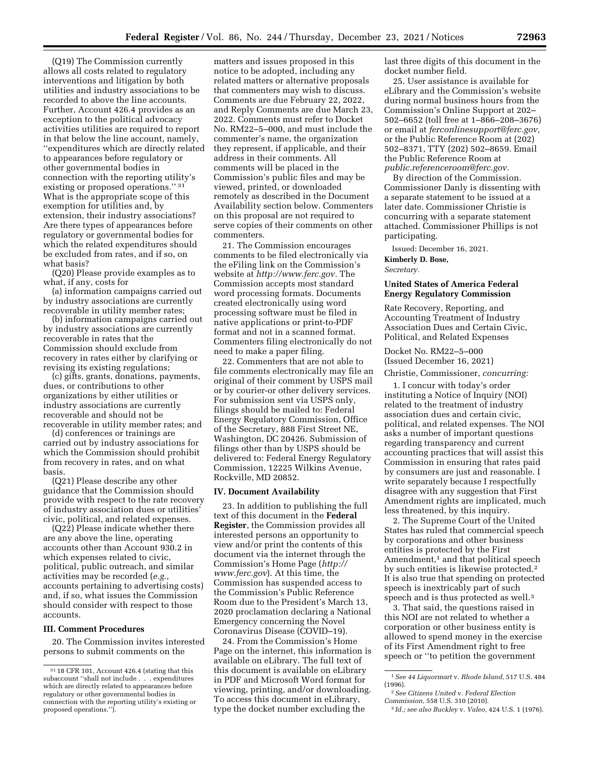(Q19) The Commission currently allows all costs related to regulatory interventions and litigation by both utilities and industry associations to be recorded to above the line accounts. Further, Account 426.4 provides as an exception to the political advocacy activities utilities are required to report in that below the line account, namely, ''expenditures which are directly related to appearances before regulatory or other governmental bodies in connection with the reporting utility's existing or proposed operations.'' [31] What is the appropriate scope of this exemption for utilities and, by extension, their industry associations? Are there types of appearances before regulatory or governmental bodies for which the related expenditures should be excluded from rates, and if so, on what basis?

(Q20) Please provide examples as to what, if any, costs for

(a) information campaigns carried out by industry associations are currently recoverable in utility member rates;

(b) information campaigns carried out by industry associations are currently recoverable in rates that the Commission should exclude from recovery in rates either by clarifying or revising its existing regulations;

(c) gifts, grants, donations, payments, dues, or contributions to other organizations by either utilities or industry associations are currently recoverable and should not be recoverable in utility member rates; and

(d) conferences or trainings are carried out by industry associations for which the Commission should prohibit from recovery in rates, and on what basis.

(Q21) Please describe any other guidance that the Commission should provide with respect to the rate recovery of industry association dues or utilities' civic, political, and related expenses.

(Q22) Please indicate whether there are any above the line, operating accounts other than Account 930.2 in which expenses related to civic, political, public outreach, and similar activities may be recorded (*e.g.,* accounts pertaining to advertising costs) and, if so, what issues the Commission should consider with respect to those accounts.

## III. Comment Procedures

20. The Commission invites interested persons to submit comments on the matters and issues proposed in this notice to be adopted, including any related matters or alternative proposals that commenters may wish to discuss. Comments are due February 22, 2022, and Reply Comments are due March 23, 2022. Comments must refer to Docket No. RM22–5–000, and must include the commenter's name, the organization they represent, if applicable, and their address in their comments. All comments will be placed in the Commission's public files and may be viewed, printed, or downloaded remotely as described in the Document Availability section below. Commenters on this proposal are not required to serve copies of their comments on other commenters.

21. The Commission encourages comments to be filed electronically via the eFiling link on the Commission's website at *http://www.ferc.gov.* The Commission accepts most standard word processing formats. Documents created electronically using word processing software must be filed in native applications or print-to-PDF format and not in a scanned format. Commenters filing electronically do not need to make a paper filing.

22. Commenters that are not able to file comments electronically may file an original of their comment by USPS mail or by courier-or other delivery services. For submission sent via USPS only, filings should be mailed to: Federal Energy Regulatory Commission, Office of the Secretary, 888 First Street NE, Washington, DC 20426. Submission of filings other than by USPS should be delivered to: Federal Energy Regulatory Commission, 12225 Wilkins Avenue, Rockville, MD 20852.

## IV. Document Availability

23. In addition to publishing the full text of this document in the **Federal Register**, the Commission provides all interested persons an opportunity to view and/or print the contents of this document via the internet through the Commission's Home Page (*http://www.ferc.gov*). At this time, the Commission has suspended access to the Commission's Public Reference Room due to the President's March 13, 2020 proclamation declaring a National Emergency concerning the Novel Coronavirus Disease (COVID–19).

24. From the Commission's Home Page on the internet, this information is available on eLibrary. The full text of this document is available on eLibrary in PDF and Microsoft Word format for viewing, printing, and/or downloading. To access this document in eLibrary, type the docket number excluding the last three digits of this document in the docket number field.

25. User assistance is available for eLibrary and the Commission's website during normal business hours from the Commission's Online Support at 202–502–6652 (toll free at 1–866–208–3676) or email at *ferconlinesupport@ferc.gov,* or the Public Reference Room at (202) 502–8371, TTY (202) 502–8659. Email the Public Reference Room at *public.referenceroom@ferc.gov.*

By direction of the Commission. Commissioner Danly is dissenting with a separate statement to be issued at a later date. Commissioner Christie is concurring with a separate statement attached. Commissioner Phillips is not participating.

Issued: December 16, 2021.

**Kimberly D. Bose,**

*Secretary.*

### United States of America Federal Energy Regulatory Commission

Rate Recovery, Reporting, and Accounting Treatment of Industry Association Dues and Certain Civic, Political, and Related Expenses

Docket No. RM22–5–000
(Issued December 16, 2021)

Christie, Commissioner, *concurring:*

1. I concur with today's order instituting a Notice of Inquiry (NOI) related to the treatment of industry association dues and certain civic, political, and related expenses. The NOI asks a number of important questions regarding transparency and current accounting practices that will assist this Commission in ensuring that rates paid by consumers are just and reasonable. I write separately because I respectfully disagree with any suggestion that First Amendment rights are implicated, much less threatened, by this inquiry.

2. The Supreme Court of the United States has ruled that commercial speech by corporations and other business entities is protected by the First Amendment,[1] and that political speech by such entities is likewise protected.[2] It is also true that spending on protected speech is inextricably part of such speech and is thus protected as well.[3]

3. That said, the questions raised in this NOI are not related to whether a corporation or other business entity is allowed to spend money in the exercise of its First Amendment right to free speech or ''to petition the government

---

[31] 18 CFR 101, Account 426.4 (stating that this subaccount ''shall not include . . . expenditures which are directly related to appearances before regulatory or other governmental bodies in connection with the reporting utility's existing or proposed operations.'').

[1] *See 44 Liquormart* v. *Rhode Island,* 517 U.S. 484 (1996).

[2] *See Citizens United* v. *Federal Election Commission,* 558 U.S. 310 (2010).

[3] *Id.; see also Buckley* v. *Valeo,* 424 U.S. 1 (1976).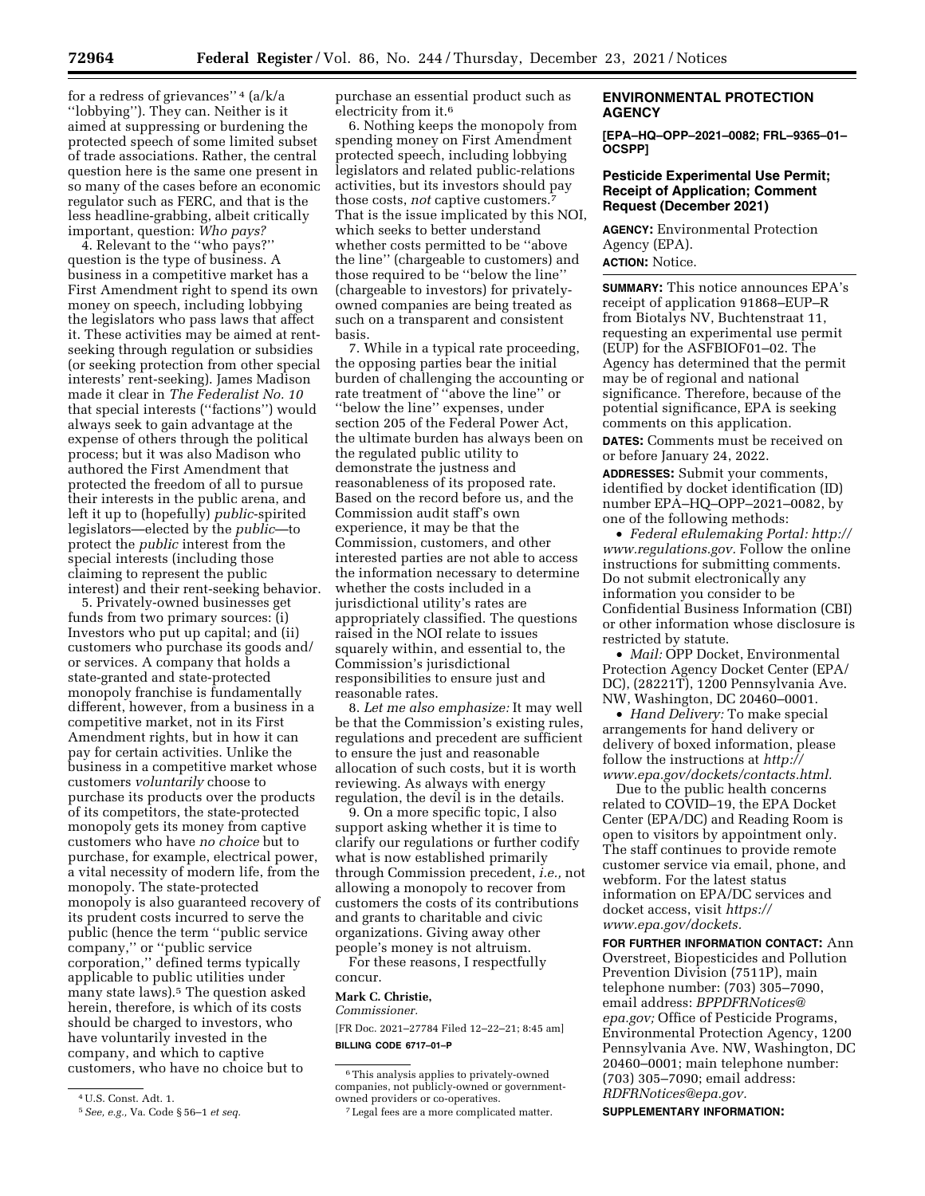for a redress of grievances'' [4] (a/k/a ''lobbying''). They can. Neither is it aimed at suppressing or burdening the protected speech of some limited subset of trade associations. Rather, the central question here is the same one present in so many of the cases before an economic regulator such as FERC, and that is the less headline-grabbing, albeit critically important, question: *Who pays?*

4. Relevant to the ''who pays?'' question is the type of business. A business in a competitive market has a First Amendment right to spend its own money on speech, including lobbying the legislators who pass laws that affect it. These activities may be aimed at rent-seeking through regulation or subsidies (or seeking protection from other special interests' rent-seeking). James Madison made it clear in *The Federalist No. 10* that special interests (''factions'') would always seek to gain advantage at the expense of others through the political process; but it was also Madison who authored the First Amendment that protected the freedom of all to pursue their interests in the public arena, and left it up to (hopefully) *public*-spirited legislators—elected by the *public*—to protect the *public* interest from the special interests (including those claiming to represent the public interest) and their rent-seeking behavior.

5. Privately-owned businesses get funds from two primary sources: (i) Investors who put up capital; and (ii) customers who purchase its goods and/or services. A company that holds a state-granted and state-protected monopoly franchise is fundamentally different, however, from a business in a competitive market, not in its First Amendment rights, but in how it can pay for certain activities. Unlike the business in a competitive market whose customers *voluntarily* choose to purchase its products over the products of its competitors, the state-protected monopoly gets its money from captive customers who have *no choice* but to purchase, for example, electrical power, a vital necessity of modern life, from the monopoly. The state-protected monopoly is also guaranteed recovery of its prudent costs incurred to serve the public (hence the term ''public service company,'' or ''public service corporation,'' defined terms typically applicable to public utilities under many state laws).[5] The question asked herein, therefore, is which of its costs should be charged to investors, who have voluntarily invested in the company, and which to captive customers, who have no choice but to purchase an essential product such as electricity from it.[6]

6. Nothing keeps the monopoly from spending money on First Amendment protected speech, including lobbying legislators and related public-relations activities, but its investors should pay those costs, *not* captive customers.[7] That is the issue implicated by this NOI, which seeks to better understand whether costs permitted to be ''above the line'' (chargeable to customers) and those required to be ''below the line'' (chargeable to investors) for privately-owned companies are being treated as such on a transparent and consistent basis.

7. While in a typical rate proceeding, the opposing parties bear the initial burden of challenging the accounting or rate treatment of ''above the line'' or ''below the line'' expenses, under section 205 of the Federal Power Act, the ultimate burden has always been on the regulated public utility to demonstrate the justness and reasonableness of its proposed rate. Based on the record before us, and the Commission audit staff's own experience, it may be that the Commission, customers, and other interested parties are not able to access the information necessary to determine whether the costs included in a jurisdictional utility's rates are appropriately classified. The questions raised in the NOI relate to issues squarely within, and essential to, the Commission's jurisdictional responsibilities to ensure just and reasonable rates.

8. *Let me also emphasize:* It may well be that the Commission's existing rules, regulations and precedent are sufficient to ensure the just and reasonable allocation of such costs, but it is worth reviewing. As always with energy regulation, the devil is in the details.

9. On a more specific topic, I also support asking whether it is time to clarify our regulations or further codify what is now established primarily through Commission precedent, *i.e.,* not allowing a monopoly to recover from customers the costs of its contributions and grants to charitable and civic organizations. Giving away other people's money is not altruism.

For these reasons, I respectfully concur.

**Mark C. Christie,**
*Commissioner.*

[FR Doc. 2021–27784 Filed 12–22–21; 8:45 am]

**BILLING CODE 6717–01–P**

[4] U.S. Const. Adt. 1.

[5] *See, e.g.,* Va. Code § 56–1 *et seq.*

[6] This analysis applies to privately-owned companies, not publicly-owned or government-owned providers or co-operatives.

[7] Legal fees are a more complicated matter.

## ENVIRONMENTAL PROTECTION AGENCY

**[EPA–HQ–OPP–2021–0082; FRL–9365–01–OCSPP]**

### Pesticide Experimental Use Permit; Receipt of Application; Comment Request (December 2021)

**AGENCY:** Environmental Protection Agency (EPA).

**ACTION:** Notice.

**SUMMARY:** This notice announces EPA's receipt of application 91868–EUP–R from Biotalys NV, Buchtenstraat 11, requesting an experimental use permit (EUP) for the ASFBIOF01–02. The Agency has determined that the permit may be of regional and national significance. Therefore, because of the potential significance, EPA is seeking comments on this application.

**DATES:** Comments must be received on or before January 24, 2022.

**ADDRESSES:** Submit your comments, identified by docket identification (ID) number EPA–HQ–OPP–2021–0082, by one of the following methods:

- *Federal eRulemaking Portal: http://www.regulations.gov.* Follow the online instructions for submitting comments. Do not submit electronically any information you consider to be Confidential Business Information (CBI) or other information whose disclosure is restricted by statute.
- *Mail:* OPP Docket, Environmental Protection Agency Docket Center (EPA/DC), (28221T), 1200 Pennsylvania Ave. NW, Washington, DC 20460–0001.
- *Hand Delivery:* To make special arrangements for hand delivery or delivery of boxed information, please follow the instructions at *http://www.epa.gov/dockets/contacts.html.*

Due to the public health concerns related to COVID–19, the EPA Docket Center (EPA/DC) and Reading Room is open to visitors by appointment only. The staff continues to provide remote customer service via email, phone, and webform. For the latest status information on EPA/DC services and docket access, visit *https://www.epa.gov/dockets.*

**FOR FURTHER INFORMATION CONTACT:** Ann Overstreet, Biopesticides and Pollution Prevention Division (7511P), main telephone number: (703) 305–7090, email address: *BPPDFRNotices@epa.gov;* Office of Pesticide Programs, Environmental Protection Agency, 1200 Pennsylvania Ave. NW, Washington, DC 20460–0001; main telephone number: (703) 305–7090; email address: *RDFRNotices@epa.gov.*

**SUPPLEMENTARY INFORMATION:**